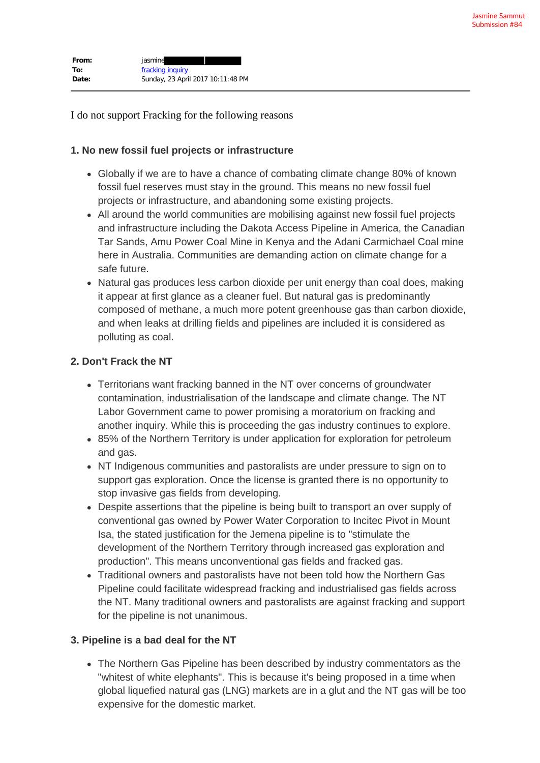Jasmine Sammut
Submission #84

**From:** jasmine
**To:** fracking inquiry
**Date:** Sunday, 23 April 2017 10:11:48 PM

---

I do not support Fracking for the following reasons

### 1. No new fossil fuel projects or infrastructure

- Globally if we are to have a chance of combating climate change 80% of known fossil fuel reserves must stay in the ground. This means no new fossil fuel projects or infrastructure, and abandoning some existing projects.
- All around the world communities are mobilising against new fossil fuel projects and infrastructure including the Dakota Access Pipeline in America, the Canadian Tar Sands, Amu Power Coal Mine in Kenya and the Adani Carmichael Coal mine here in Australia. Communities are demanding action on climate change for a safe future.
- Natural gas produces less carbon dioxide per unit energy than coal does, making it appear at first glance as a cleaner fuel. But natural gas is predominantly composed of methane, a much more potent greenhouse gas than carbon dioxide, and when leaks at drilling fields and pipelines are included it is considered as polluting as coal.

### 2. Don't Frack the NT

- Territorians want fracking banned in the NT over concerns of groundwater contamination, industrialisation of the landscape and climate change. The NT Labor Government came to power promising a moratorium on fracking and another inquiry. While this is proceeding the gas industry continues to explore.
- 85% of the Northern Territory is under application for exploration for petroleum and gas.
- NT Indigenous communities and pastoralists are under pressure to sign on to support gas exploration. Once the license is granted there is no opportunity to stop invasive gas fields from developing.
- Despite assertions that the pipeline is being built to transport an over supply of conventional gas owned by Power Water Corporation to Incitec Pivot in Mount Isa, the stated justification for the Jemena pipeline is to "stimulate the development of the Northern Territory through increased gas exploration and production". This means unconventional gas fields and fracked gas.
- Traditional owners and pastoralists have not been told how the Northern Gas Pipeline could facilitate widespread fracking and industrialised gas fields across the NT. Many traditional owners and pastoralists are against fracking and support for the pipeline is not unanimous.

### 3. Pipeline is a bad deal for the NT

- The Northern Gas Pipeline has been described by industry commentators as the "whitest of white elephants". This is because it's being proposed in a time when global liquefied natural gas (LNG) markets are in a glut and the NT gas will be too expensive for the domestic market.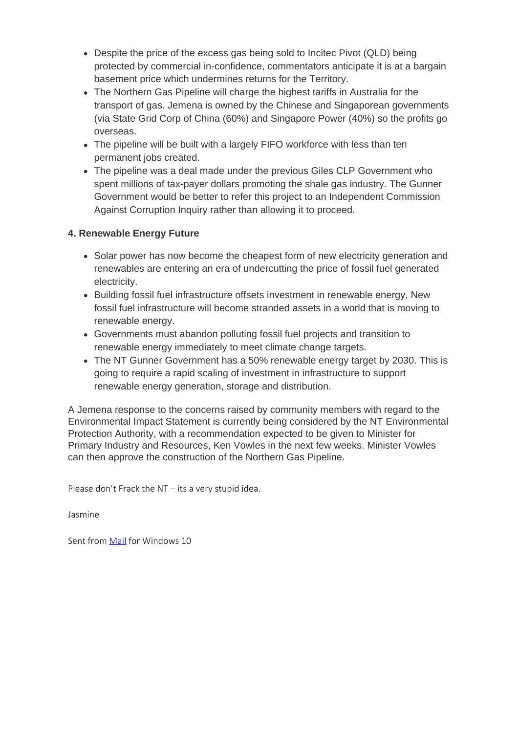- Despite the price of the excess gas being sold to Incitec Pivot (QLD) being protected by commercial in-confidence, commentators anticipate it is at a bargain basement price which undermines returns for the Territory.
- The Northern Gas Pipeline will charge the highest tariffs in Australia for the transport of gas. Jemena is owned by the Chinese and Singaporean governments (via State Grid Corp of China (60%) and Singapore Power (40%) so the profits go overseas.
- The pipeline will be built with a largely FIFO workforce with less than ten permanent jobs created.
- The pipeline was a deal made under the previous Giles CLP Government who spent millions of tax-payer dollars promoting the shale gas industry. The Gunner Government would be better to refer this project to an Independent Commission Against Corruption Inquiry rather than allowing it to proceed.

**4. Renewable Energy Future**

- Solar power has now become the cheapest form of new electricity generation and renewables are entering an era of undercutting the price of fossil fuel generated electricity.
- Building fossil fuel infrastructure offsets investment in renewable energy. New fossil fuel infrastructure will become stranded assets in a world that is moving to renewable energy.
- Governments must abandon polluting fossil fuel projects and transition to renewable energy immediately to meet climate change targets.
- The NT Gunner Government has a 50% renewable energy target by 2030. This is going to require a rapid scaling of investment in infrastructure to support renewable energy generation, storage and distribution.

A Jemena response to the concerns raised by community members with regard to the Environmental Impact Statement is currently being considered by the NT Environmental Protection Authority, with a recommendation expected to be given to Minister for Primary Industry and Resources, Ken Vowles in the next few weeks. Minister Vowles can then approve the construction of the Northern Gas Pipeline.

Please don't Frack the NT – its a very stupid idea.

Jasmine

Sent from Mail for Windows 10